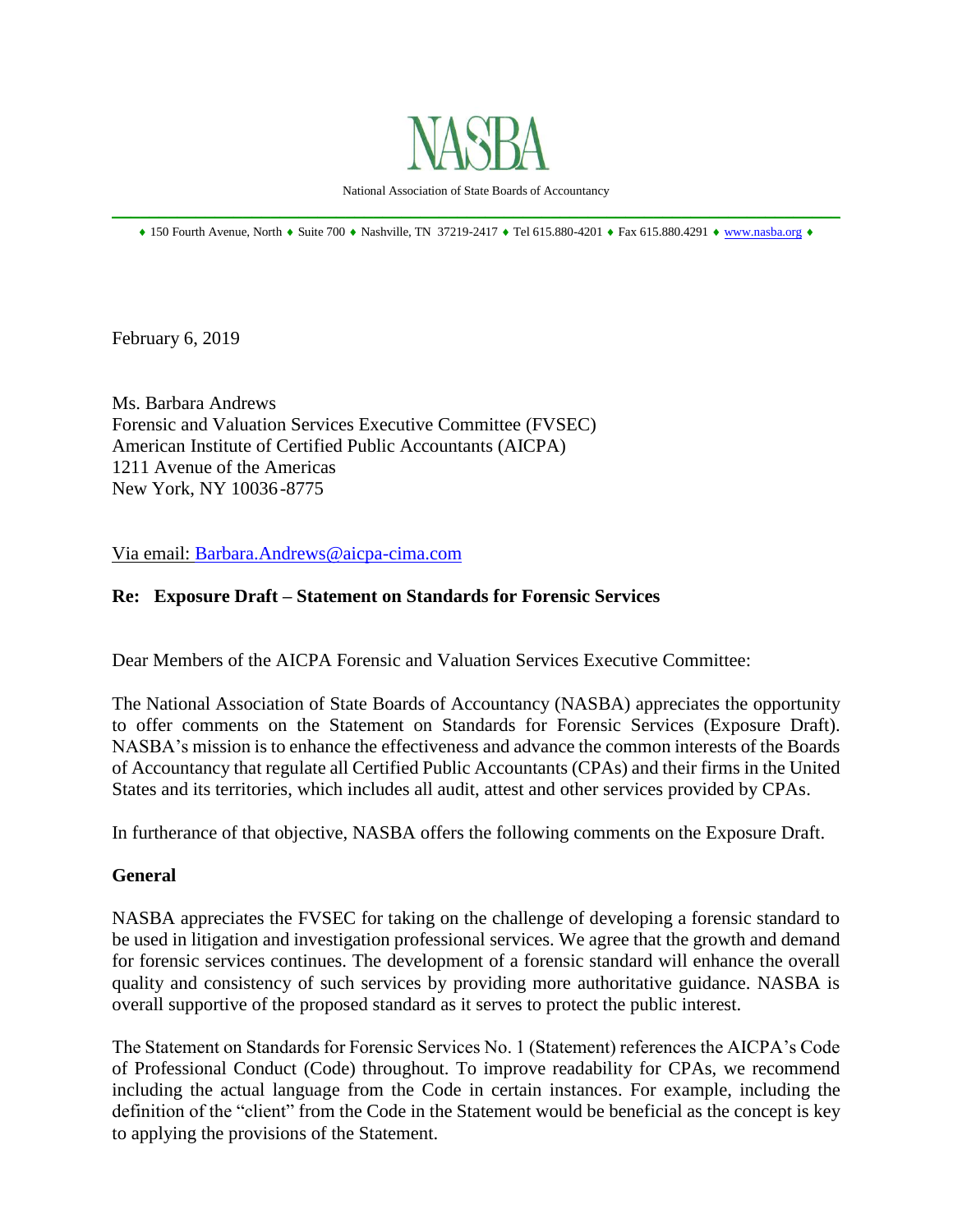# NASBA

National Association of State Boards of Accountancy

♦ 150 Fourth Avenue, North ♦ Suite 700 ♦ Nashville, TN 37219-2417 ♦ Tel 615.880-4201 ♦ Fax 615.880.4291 ♦ www.nasba.org ♦

February 6, 2019

Ms. Barbara Andrews
Forensic and Valuation Services Executive Committee (FVSEC)
American Institute of Certified Public Accountants (AICPA)
1211 Avenue of the Americas
New York, NY 10036-8775

Via email: Barbara.Andrews@aicpa-cima.com

**Re: Exposure Draft – Statement on Standards for Forensic Services**

Dear Members of the AICPA Forensic and Valuation Services Executive Committee:

The National Association of State Boards of Accountancy (NASBA) appreciates the opportunity to offer comments on the Statement on Standards for Forensic Services (Exposure Draft). NASBA's mission is to enhance the effectiveness and advance the common interests of the Boards of Accountancy that regulate all Certified Public Accountants (CPAs) and their firms in the United States and its territories, which includes all audit, attest and other services provided by CPAs.

In furtherance of that objective, NASBA offers the following comments on the Exposure Draft.

**General**

NASBA appreciates the FVSEC for taking on the challenge of developing a forensic standard to be used in litigation and investigation professional services. We agree that the growth and demand for forensic services continues. The development of a forensic standard will enhance the overall quality and consistency of such services by providing more authoritative guidance. NASBA is overall supportive of the proposed standard as it serves to protect the public interest.

The Statement on Standards for Forensic Services No. 1 (Statement) references the AICPA's Code of Professional Conduct (Code) throughout. To improve readability for CPAs, we recommend including the actual language from the Code in certain instances. For example, including the definition of the "client" from the Code in the Statement would be beneficial as the concept is key to applying the provisions of the Statement.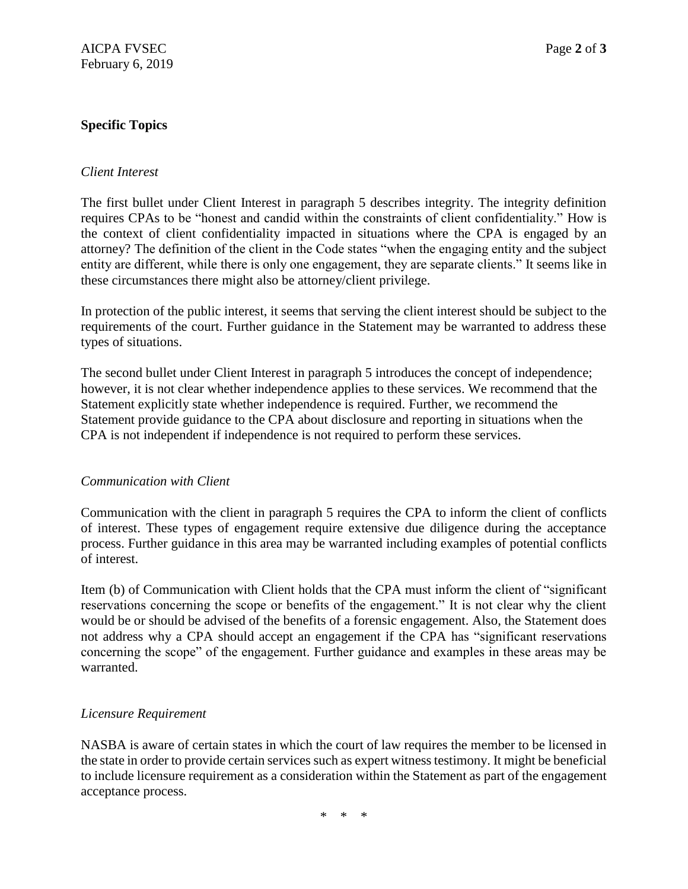## Specific Topics

*Client Interest*

The first bullet under Client Interest in paragraph 5 describes integrity. The integrity definition requires CPAs to be "honest and candid within the constraints of client confidentiality." How is the context of client confidentiality impacted in situations where the CPA is engaged by an attorney? The definition of the client in the Code states "when the engaging entity and the subject entity are different, while there is only one engagement, they are separate clients." It seems like in these circumstances there might also be attorney/client privilege.

In protection of the public interest, it seems that serving the client interest should be subject to the requirements of the court. Further guidance in the Statement may be warranted to address these types of situations.

The second bullet under Client Interest in paragraph 5 introduces the concept of independence; however, it is not clear whether independence applies to these services. We recommend that the Statement explicitly state whether independence is required. Further, we recommend the Statement provide guidance to the CPA about disclosure and reporting in situations when the CPA is not independent if independence is not required to perform these services.

*Communication with Client*

Communication with the client in paragraph 5 requires the CPA to inform the client of conflicts of interest. These types of engagement require extensive due diligence during the acceptance process. Further guidance in this area may be warranted including examples of potential conflicts of interest.

Item (b) of Communication with Client holds that the CPA must inform the client of "significant reservations concerning the scope or benefits of the engagement." It is not clear why the client would be or should be advised of the benefits of a forensic engagement. Also, the Statement does not address why a CPA should accept an engagement if the CPA has "significant reservations concerning the scope" of the engagement. Further guidance and examples in these areas may be warranted.

*Licensure Requirement*

NASBA is aware of certain states in which the court of law requires the member to be licensed in the state in order to provide certain services such as expert witness testimony. It might be beneficial to include licensure requirement as a consideration within the Statement as part of the engagement acceptance process.

\* \* \*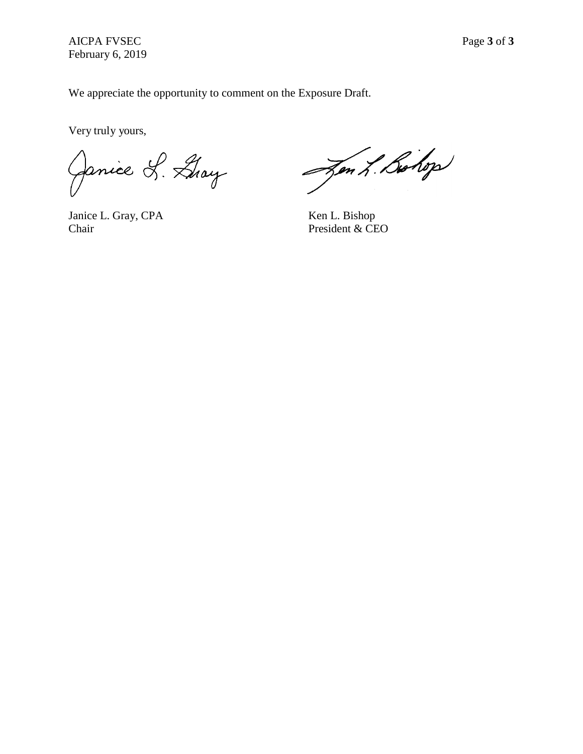We appreciate the opportunity to comment on the Exposure Draft.

Very truly yours,

Janice L. Gray, CPA
Chair

Ken L. Bishop
President & CEO